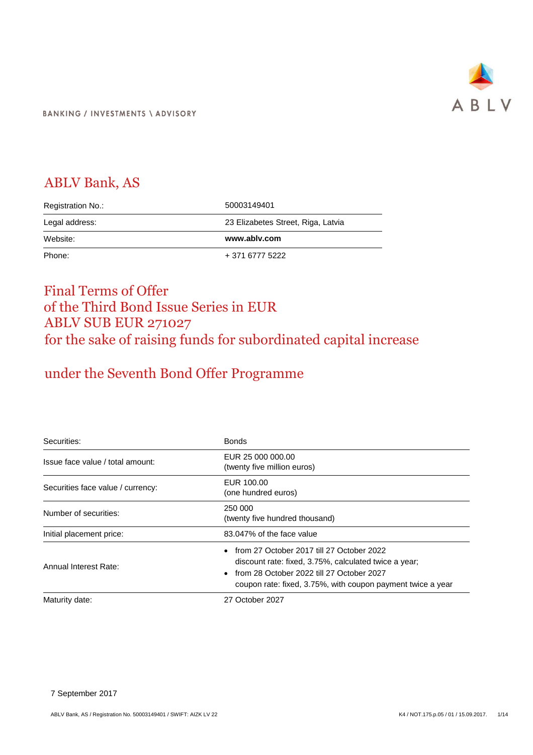BANKING / INVESTMENTS \ ADVISORY

ABLV

# ABLV Bank, AS

| | |
|---|---|
| Registration No.: | 50003149401 |
| Legal address: | 23 Elizabetes Street, Riga, Latvia |
| Website: | **www.ablv.com** |
| Phone: | + 371 6777 5222 |

# Final Terms of Offer of the Third Bond Issue Series in EUR ABLV SUB EUR 271027 for the sake of raising funds for subordinated capital increase

## under the Seventh Bond Offer Programme

| | |
|---|---|
| Securities: | Bonds |
| Issue face value / total amount: | EUR 25 000 000.00 (twenty five million euros) |
| Securities face value / currency: | EUR 100.00 (one hundred euros) |
| Number of securities: | 250 000 (twenty five hundred thousand) |
| Initial placement price: | 83.047% of the face value |
| Annual Interest Rate: | • from 27 October 2017 till 27 October 2022 discount rate: fixed, 3.75%, calculated twice a year; • from 28 October 2022 till 27 October 2027 coupon rate: fixed, 3.75%, with coupon payment twice a year |
| Maturity date: | 27 October 2027 |

7 September 2017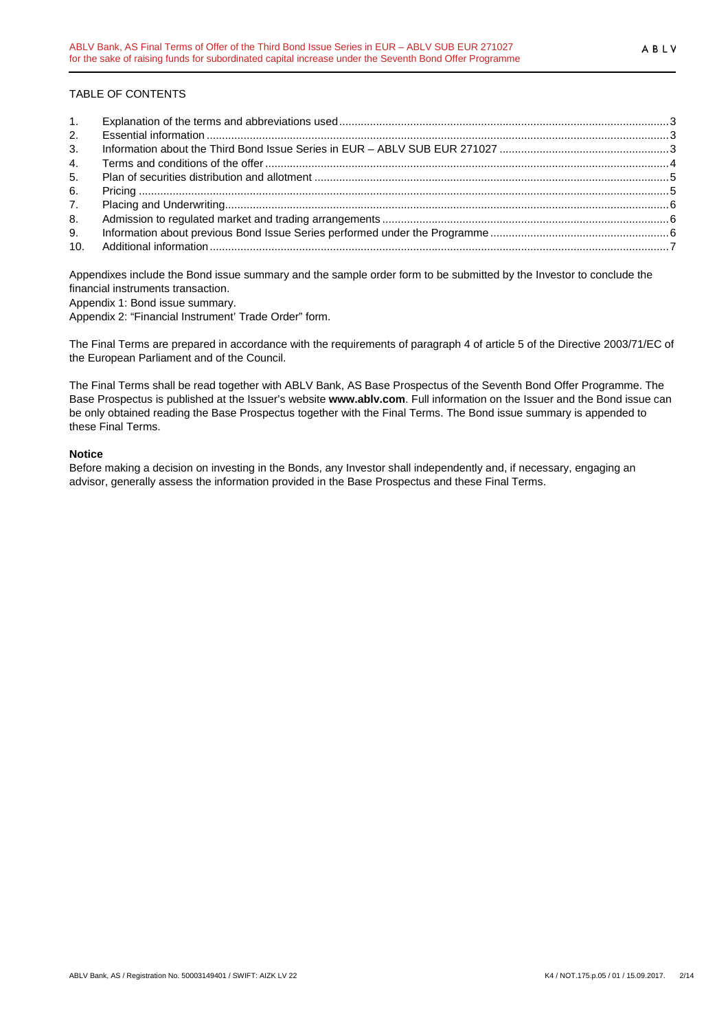TABLE OF CONTENTS

1. Explanation of the terms and abbreviations used .......... 3
2. Essential information .......... 3
3. Information about the Third Bond Issue Series in EUR – ABLV SUB EUR 271027 .......... 3
4. Terms and conditions of the offer .......... 4
5. Plan of securities distribution and allotment .......... 5
6. Pricing .......... 5
7. Placing and Underwriting .......... 6
8. Admission to regulated market and trading arrangements .......... 6
9. Information about previous Bond Issue Series performed under the Programme .......... 6
10. Additional information .......... 7

Appendixes include the Bond issue summary and the sample order form to be submitted by the Investor to conclude the financial instruments transaction.

Appendix 1: Bond issue summary.

Appendix 2: "Financial Instrument' Trade Order" form.

The Final Terms are prepared in accordance with the requirements of paragraph 4 of article 5 of the Directive 2003/71/EC of the European Parliament and of the Council.

The Final Terms shall be read together with ABLV Bank, AS Base Prospectus of the Seventh Bond Offer Programme. The Base Prospectus is published at the Issuer's website **www.ablv.com**. Full information on the Issuer and the Bond issue can be only obtained reading the Base Prospectus together with the Final Terms. The Bond issue summary is appended to these Final Terms.

**Notice**

Before making a decision on investing in the Bonds, any Investor shall independently and, if necessary, engaging an advisor, generally assess the information provided in the Base Prospectus and these Final Terms.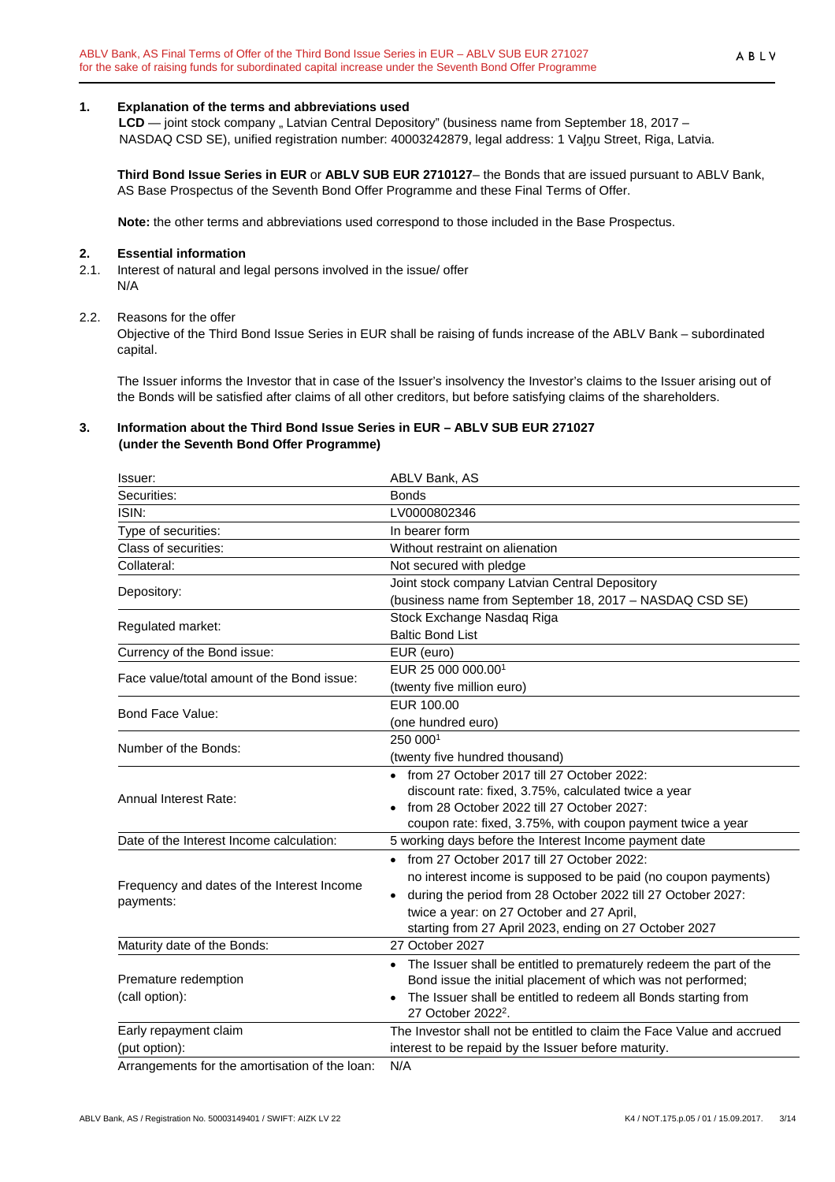## 1. Explanation of the terms and abbreviations used

**LCD** — joint stock company „ Latvian Central Depository" (business name from September 18, 2017 – NASDAQ CSD SE), unified registration number: 40003242879, legal address: 1 Vaļņu Street, Riga, Latvia.

**Third Bond Issue Series in EUR** or **ABLV SUB EUR 2710127**– the Bonds that are issued pursuant to ABLV Bank, AS Base Prospectus of the Seventh Bond Offer Programme and these Final Terms of Offer.

**Note:** the other terms and abbreviations used correspond to those included in the Base Prospectus.

## 2. Essential information

2.1. Interest of natural and legal persons involved in the issue/ offer
N/A

2.2. Reasons for the offer
Objective of the Third Bond Issue Series in EUR shall be raising of funds increase of the ABLV Bank – subordinated capital.

The Issuer informs the Investor that in case of the Issuer's insolvency the Investor's claims to the Issuer arising out of the Bonds will be satisfied after claims of all other creditors, but before satisfying claims of the shareholders.

## 3. Information about the Third Bond Issue Series in EUR – ABLV SUB EUR 271027 (under the Seventh Bond Offer Programme)

| | |
|---|---|
| Issuer: | ABLV Bank, AS |
| Securities: | Bonds |
| ISIN: | LV0000802346 |
| Type of securities: | In bearer form |
| Class of securities: | Without restraint on alienation |
| Collateral: | Not secured with pledge |
| Depository: | Joint stock company Latvian Central Depository (business name from September 18, 2017 – NASDAQ CSD SE) |
| Regulated market: | Stock Exchange Nasdaq Riga Baltic Bond List |
| Currency of the Bond issue: | EUR (euro) |
| Face value/total amount of the Bond issue: | EUR 25 000 000.00[1] (twenty five million euro) |
| Bond Face Value: | EUR 100.00 (one hundred euro) |
| Number of the Bonds: | 250 000[1] (twenty five hundred thousand) |
| Annual Interest Rate: | • from 27 October 2017 till 27 October 2022: discount rate: fixed, 3.75%, calculated twice a year<br>• from 28 October 2022 till 27 October 2027: coupon rate: fixed, 3.75%, with coupon payment twice a year |
| Date of the Interest Income calculation: | 5 working days before the Interest Income payment date |
| Frequency and dates of the Interest Income payments: | • from 27 October 2017 till 27 October 2022: no interest income is supposed to be paid (no coupon payments)<br>• during the period from 28 October 2022 till 27 October 2027: twice a year: on 27 October and 27 April, starting from 27 April 2023, ending on 27 October 2027 |
| Maturity date of the Bonds: | 27 October 2027 |
| Premature redemption (call option): | • The Issuer shall be entitled to prematurely redeem the part of the Bond issue the initial placement of which was not performed;<br>• The Issuer shall be entitled to redeem all Bonds starting from 27 October 2022[2]. |
| Early repayment claim (put option): | The Investor shall not be entitled to claim the Face Value and accrued interest to be repaid by the Issuer before maturity. |
| Arrangements for the amortisation of the loan: | N/A |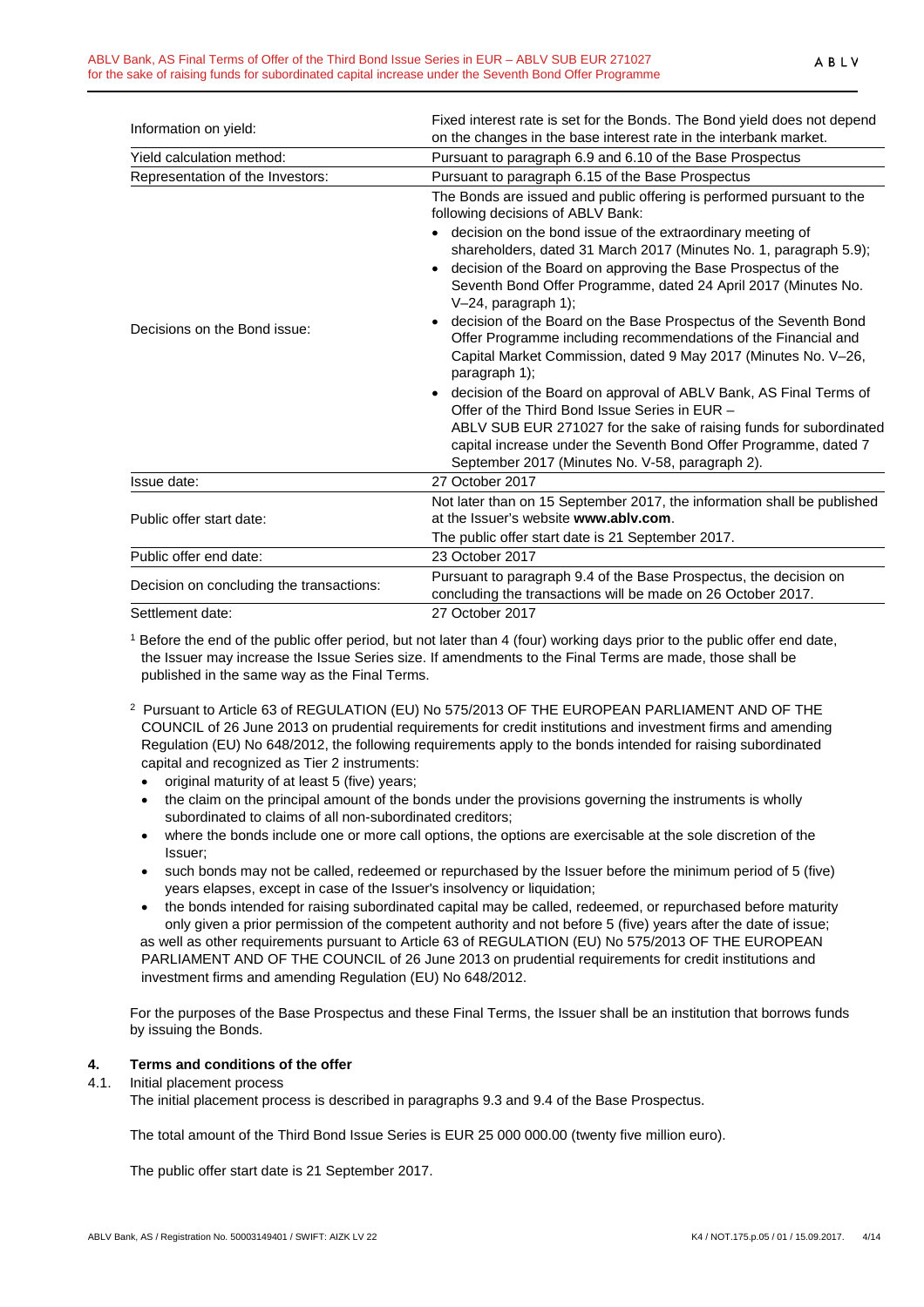| | |
|---|---|
| Information on yield: | Fixed interest rate is set for the Bonds. The Bond yield does not depend on the changes in the base interest rate in the interbank market. |
| Yield calculation method: | Pursuant to paragraph 6.9 and 6.10 of the Base Prospectus |
| Representation of the Investors: | Pursuant to paragraph 6.15 of the Base Prospectus |
| Decisions on the Bond issue: | The Bonds are issued and public offering is performed pursuant to the following decisions of ABLV Bank:<br>• decision on the bond issue of the extraordinary meeting of shareholders, dated 31 March 2017 (Minutes No. 1, paragraph 5.9);<br>• decision of the Board on approving the Base Prospectus of the Seventh Bond Offer Programme, dated 24 April 2017 (Minutes No. V–24, paragraph 1);<br>• decision of the Board on the Base Prospectus of the Seventh Bond Offer Programme including recommendations of the Financial and Capital Market Commission, dated 9 May 2017 (Minutes No. V–26, paragraph 1);<br>• decision of the Board on approval of ABLV Bank, AS Final Terms of Offer of the Third Bond Issue Series in EUR – ABLV SUB EUR 271027 for the sake of raising funds for subordinated capital increase under the Seventh Bond Offer Programme, dated 7 September 2017 (Minutes No. V-58, paragraph 2). |
| Issue date: | 27 October 2017 |
| Public offer start date: | Not later than on 15 September 2017, the information shall be published at the Issuer's website **www.ablv.com**.<br>The public offer start date is 21 September 2017. |
| Public offer end date: | 23 October 2017 |
| Decision on concluding the transactions: | Pursuant to paragraph 9.4 of the Base Prospectus, the decision on concluding the transactions will be made on 26 October 2017. |
| Settlement date: | 27 October 2017 |

[1] Before the end of the public offer period, but not later than 4 (four) working days prior to the public offer end date, the Issuer may increase the Issue Series size. If amendments to the Final Terms are made, those shall be published in the same way as the Final Terms.

[2] Pursuant to Article 63 of REGULATION (EU) No 575/2013 OF THE EUROPEAN PARLIAMENT AND OF THE COUNCIL of 26 June 2013 on prudential requirements for credit institutions and investment firms and amending Regulation (EU) No 648/2012, the following requirements apply to the bonds intended for raising subordinated capital and recognized as Tier 2 instruments:

- original maturity of at least 5 (five) years;
- the claim on the principal amount of the bonds under the provisions governing the instruments is wholly subordinated to claims of all non-subordinated creditors;
- where the bonds include one or more call options, the options are exercisable at the sole discretion of the Issuer;
- such bonds may not be called, redeemed or repurchased by the Issuer before the minimum period of 5 (five) years elapses, except in case of the Issuer's insolvency or liquidation;
- the bonds intended for raising subordinated capital may be called, redeemed, or repurchased before maturity only given a prior permission of the competent authority and not before 5 (five) years after the date of issue;

as well as other requirements pursuant to Article 63 of REGULATION (EU) No 575/2013 OF THE EUROPEAN PARLIAMENT AND OF THE COUNCIL of 26 June 2013 on prudential requirements for credit institutions and investment firms and amending Regulation (EU) No 648/2012.

For the purposes of the Base Prospectus and these Final Terms, the Issuer shall be an institution that borrows funds by issuing the Bonds.

## 4. Terms and conditions of the offer

4.1. Initial placement process

The initial placement process is described in paragraphs 9.3 and 9.4 of the Base Prospectus.

The total amount of the Third Bond Issue Series is EUR 25 000 000.00 (twenty five million euro).

The public offer start date is 21 September 2017.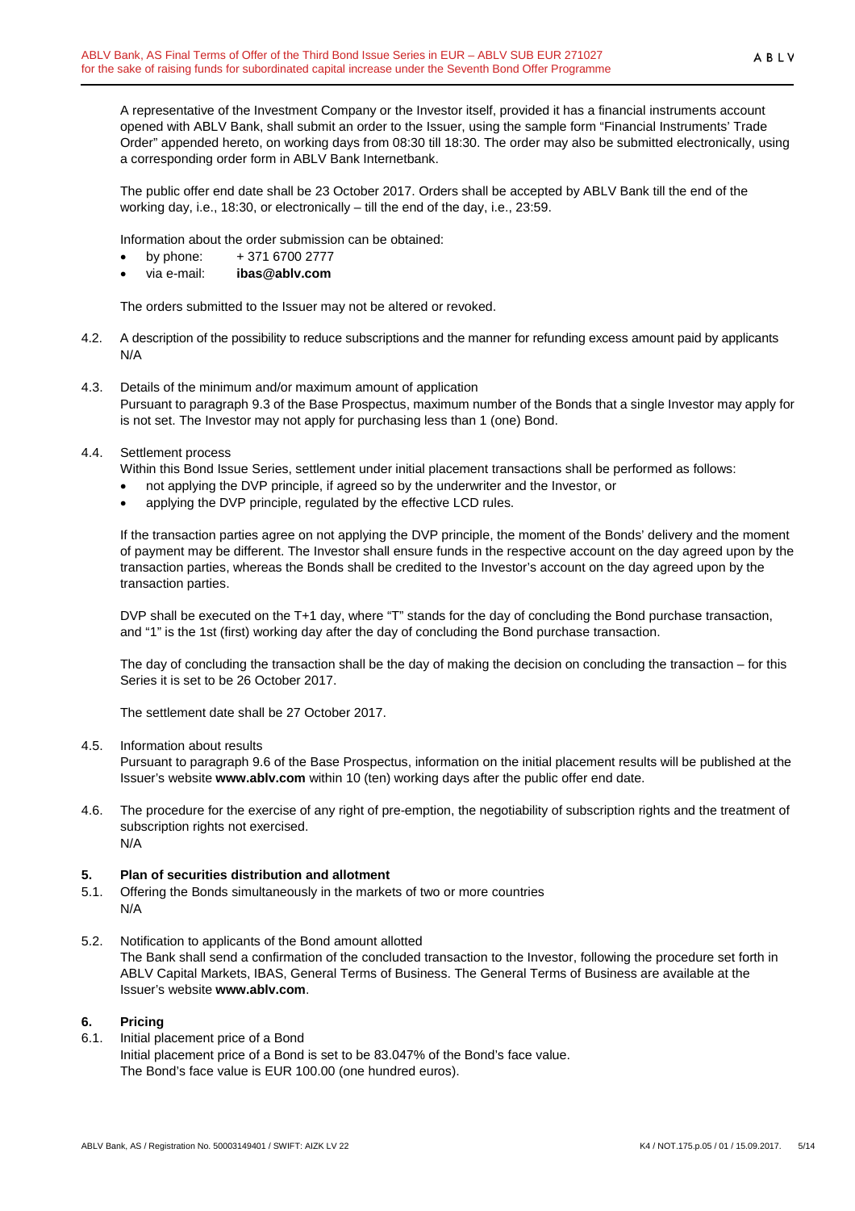A representative of the Investment Company or the Investor itself, provided it has a financial instruments account opened with ABLV Bank, shall submit an order to the Issuer, using the sample form "Financial Instruments' Trade Order" appended hereto, on working days from 08:30 till 18:30. The order may also be submitted electronically, using a corresponding order form in ABLV Bank Internetbank.

The public offer end date shall be 23 October 2017. Orders shall be accepted by ABLV Bank till the end of the working day, i.e., 18:30, or electronically – till the end of the day, i.e., 23:59.

Information about the order submission can be obtained:

- by phone: + 371 6700 2777
- via e-mail: **ibas@ablv.com**

The orders submitted to the Issuer may not be altered or revoked.

4.2. A description of the possibility to reduce subscriptions and the manner for refunding excess amount paid by applicants
N/A

4.3. Details of the minimum and/or maximum amount of application
Pursuant to paragraph 9.3 of the Base Prospectus, maximum number of the Bonds that a single Investor may apply for is not set. The Investor may not apply for purchasing less than 1 (one) Bond.

4.4. Settlement process
Within this Bond Issue Series, settlement under initial placement transactions shall be performed as follows:

- not applying the DVP principle, if agreed so by the underwriter and the Investor, or
- applying the DVP principle, regulated by the effective LCD rules.

If the transaction parties agree on not applying the DVP principle, the moment of the Bonds' delivery and the moment of payment may be different. The Investor shall ensure funds in the respective account on the day agreed upon by the transaction parties, whereas the Bonds shall be credited to the Investor's account on the day agreed upon by the transaction parties.

DVP shall be executed on the T+1 day, where "T" stands for the day of concluding the Bond purchase transaction, and "1" is the 1st (first) working day after the day of concluding the Bond purchase transaction.

The day of concluding the transaction shall be the day of making the decision on concluding the transaction – for this Series it is set to be 26 October 2017.

The settlement date shall be 27 October 2017.

4.5. Information about results
Pursuant to paragraph 9.6 of the Base Prospectus, information on the initial placement results will be published at the Issuer's website **www.ablv.com** within 10 (ten) working days after the public offer end date.

4.6. The procedure for the exercise of any right of pre-emption, the negotiability of subscription rights and the treatment of subscription rights not exercised.
N/A

## 5. Plan of securities distribution and allotment

5.1. Offering the Bonds simultaneously in the markets of two or more countries
N/A

5.2. Notification to applicants of the Bond amount allotted
The Bank shall send a confirmation of the concluded transaction to the Investor, following the procedure set forth in ABLV Capital Markets, IBAS, General Terms of Business. The General Terms of Business are available at the Issuer's website **www.ablv.com**.

## 6. Pricing

6.1. Initial placement price of a Bond
Initial placement price of a Bond is set to be 83.047% of the Bond's face value.
The Bond's face value is EUR 100.00 (one hundred euros).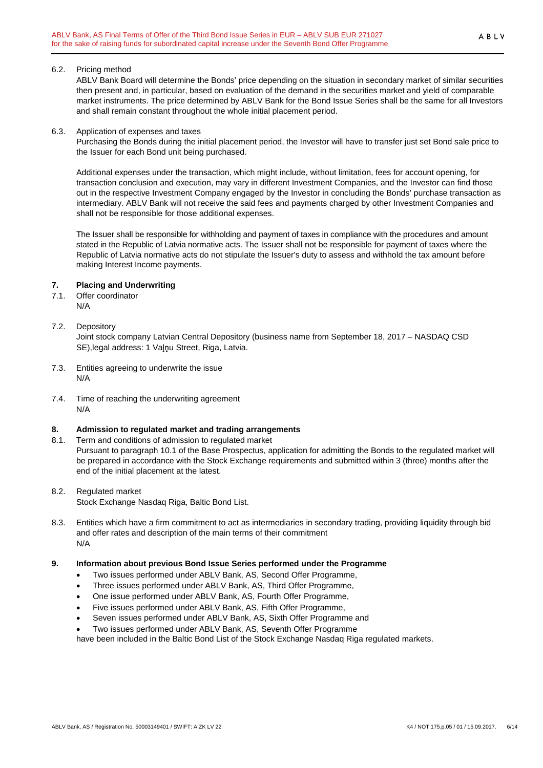6.2. Pricing method

ABLV Bank Board will determine the Bonds' price depending on the situation in secondary market of similar securities then present and, in particular, based on evaluation of the demand in the securities market and yield of comparable market instruments. The price determined by ABLV Bank for the Bond Issue Series shall be the same for all Investors and shall remain constant throughout the whole initial placement period.

6.3. Application of expenses and taxes

Purchasing the Bonds during the initial placement period, the Investor will have to transfer just set Bond sale price to the Issuer for each Bond unit being purchased.

Additional expenses under the transaction, which might include, without limitation, fees for account opening, for transaction conclusion and execution, may vary in different Investment Companies, and the Investor can find those out in the respective Investment Company engaged by the Investor in concluding the Bonds' purchase transaction as intermediary. ABLV Bank will not receive the said fees and payments charged by other Investment Companies and shall not be responsible for those additional expenses.

The Issuer shall be responsible for withholding and payment of taxes in compliance with the procedures and amount stated in the Republic of Latvia normative acts. The Issuer shall not be responsible for payment of taxes where the Republic of Latvia normative acts do not stipulate the Issuer's duty to assess and withhold the tax amount before making Interest Income payments.

## 7. Placing and Underwriting

7.1. Offer coordinator

N/A

7.2. Depository

Joint stock company Latvian Central Depository (business name from September 18, 2017 – NASDAQ CSD SE),legal address: 1 Vaļņu Street, Riga, Latvia.

7.3. Entities agreeing to underwrite the issue

N/A

7.4. Time of reaching the underwriting agreement

N/A

## 8. Admission to regulated market and trading arrangements

8.1. Term and conditions of admission to regulated market

Pursuant to paragraph 10.1 of the Base Prospectus, application for admitting the Bonds to the regulated market will be prepared in accordance with the Stock Exchange requirements and submitted within 3 (three) months after the end of the initial placement at the latest.

8.2. Regulated market

Stock Exchange Nasdaq Riga, Baltic Bond List.

8.3. Entities which have a firm commitment to act as intermediaries in secondary trading, providing liquidity through bid and offer rates and description of the main terms of their commitment

N/A

## 9. Information about previous Bond Issue Series performed under the Programme

- Two issues performed under ABLV Bank, AS, Second Offer Programme,
- Three issues performed under ABLV Bank, AS, Third Offer Programme,
- One issue performed under ABLV Bank, AS, Fourth Offer Programme,
- Five issues performed under ABLV Bank, AS, Fifth Offer Programme,
- Seven issues performed under ABLV Bank, AS, Sixth Offer Programme and
- Two issues performed under ABLV Bank, AS, Seventh Offer Programme

have been included in the Baltic Bond List of the Stock Exchange Nasdaq Riga regulated markets.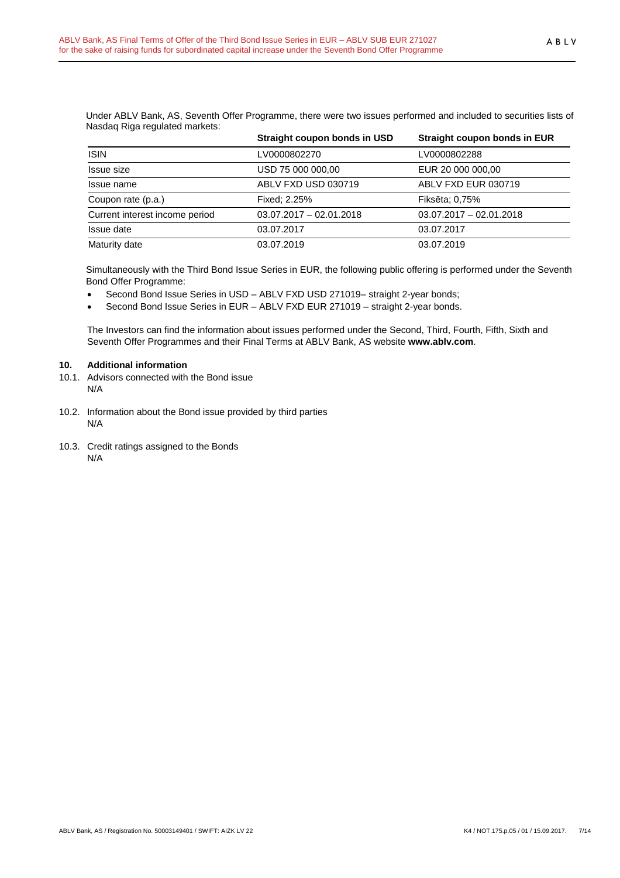Under ABLV Bank, AS, Seventh Offer Programme, there were two issues performed and included to securities lists of Nasdaq Riga regulated markets:

| | Straight coupon bonds in USD | Straight coupon bonds in EUR |
|---|---|---|
| ISIN | LV0000802270 | LV0000802288 |
| Issue size | USD 75 000 000,00 | EUR 20 000 000,00 |
| Issue name | ABLV FXD USD 030719 | ABLV FXD EUR 030719 |
| Coupon rate (p.a.) | Fixed; 2.25% | Fiksēta; 0,75% |
| Current interest income period | 03.07.2017 – 02.01.2018 | 03.07.2017 – 02.01.2018 |
| Issue date | 03.07.2017 | 03.07.2017 |
| Maturity date | 03.07.2019 | 03.07.2019 |

Simultaneously with the Third Bond Issue Series in EUR, the following public offering is performed under the Seventh Bond Offer Programme:

- Second Bond Issue Series in USD – ABLV FXD USD 271019– straight 2-year bonds;
- Second Bond Issue Series in EUR – ABLV FXD EUR 271019 – straight 2-year bonds.

The Investors can find the information about issues performed under the Second, Third, Fourth, Fifth, Sixth and Seventh Offer Programmes and their Final Terms at ABLV Bank, AS website **www.ablv.com**.

## 10. Additional information

10.1. Advisors connected with the Bond issue
N/A

10.2. Information about the Bond issue provided by third parties
N/A

10.3. Credit ratings assigned to the Bonds
N/A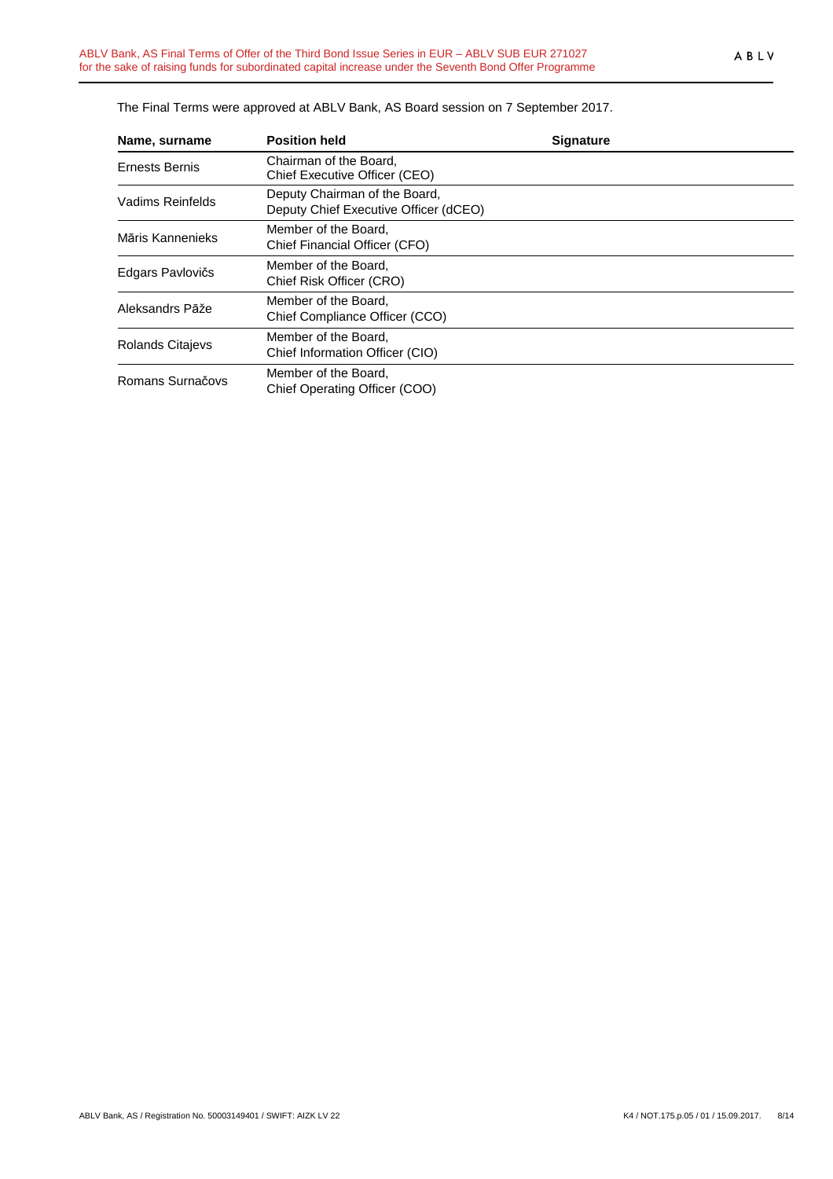The Final Terms were approved at ABLV Bank, AS Board session on 7 September 2017.

| Name, surname | Position held | Signature |
|---|---|---|
| Ernests Bernis | Chairman of the Board,<br>Chief Executive Officer (CEO) | |
| Vadims Reinfelds | Deputy Chairman of the Board,<br>Deputy Chief Executive Officer (dCEO) | |
| Māris Kannenieks | Member of the Board,<br>Chief Financial Officer (CFO) | |
| Edgars Pavlovičs | Member of the Board,<br>Chief Risk Officer (CRO) | |
| Aleksandrs Pāže | Member of the Board,<br>Chief Compliance Officer (CCO) | |
| Rolands Citajevs | Member of the Board,<br>Chief Information Officer (CIO) | |
| Romans Surnačovs | Member of the Board,<br>Chief Operating Officer (COO) | |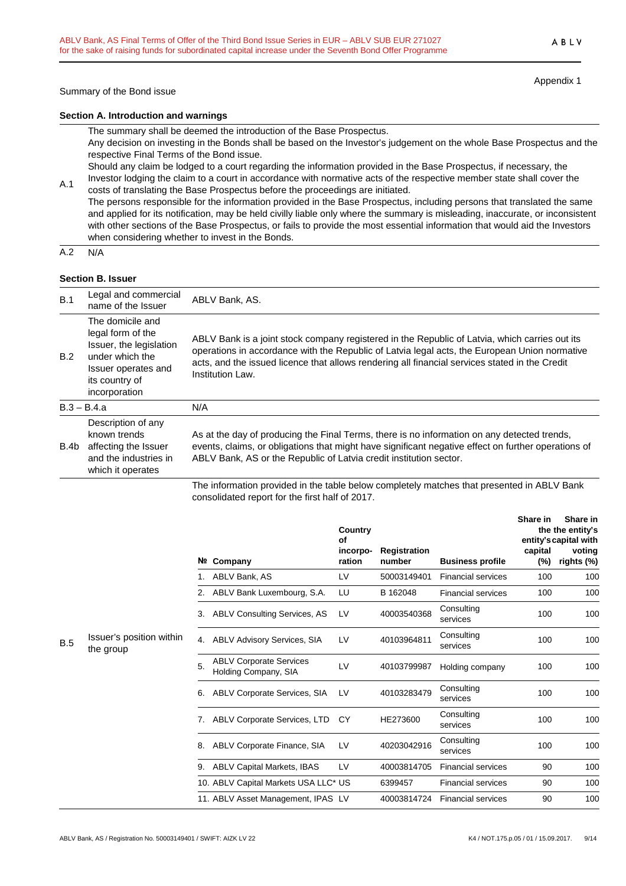Appendix 1

Summary of the Bond issue

**Section A. Introduction and warnings**

| | |
|---|---|
| A.1 | The summary shall be deemed the introduction of the Base Prospectus. Any decision on investing in the Bonds shall be based on the Investor's judgement on the whole Base Prospectus and the respective Final Terms of the Bond issue. Should any claim be lodged to a court regarding the information provided in the Base Prospectus, if necessary, the Investor lodging the claim to a court in accordance with normative acts of the respective member state shall cover the costs of translating the Base Prospectus before the proceedings are initiated. The persons responsible for the information provided in the Base Prospectus, including persons that translated the same and applied for its notification, may be held civilly liable only where the summary is misleading, inaccurate, or inconsistent with other sections of the Base Prospectus, or fails to provide the most essential information that would aid the Investors when considering whether to invest in the Bonds. |
| A.2 | N/A |

**Section B. Issuer**

| | | |
|---|---|---|
| B.1 | Legal and commercial name of the Issuer | ABLV Bank, AS. |
| B.2 | The domicile and legal form of the Issuer, the legislation under which the Issuer operates and its country of incorporation | ABLV Bank is a joint stock company registered in the Republic of Latvia, which carries out its operations in accordance with the Republic of Latvia legal acts, the European Union normative acts, and the issued licence that allows rendering all financial services stated in the Credit Institution Law. |
| B.3 – B.4.a | | N/A |
| B.4b | Description of any known trends affecting the Issuer and the industries in which it operates | As at the day of producing the Final Terms, there is no information on any detected trends, events, claims, or obligations that might have significant negative effect on further operations of ABLV Bank, AS or the Republic of Latvia credit institution sector. |
| B.5 | Issuer's position within the group | The information provided in the table below completely matches that presented in ABLV Bank consolidated report for the first half of 2017. |

| № | Company | Country of incorpo-ration | Registration number | Business profile | Share in the entity's capital (%) | Share in the entity's capital with voting rights (%) |
|---|---|---|---|---|---|---|
| 1. | ABLV Bank, AS | LV | 50003149401 | Financial services | 100 | 100 |
| 2. | ABLV Bank Luxembourg, S.A. | LU | B 162048 | Financial services | 100 | 100 |
| 3. | ABLV Consulting Services, AS | LV | 40003540368 | Consulting services | 100 | 100 |
| 4. | ABLV Advisory Services, SIA | LV | 40103964811 | Consulting services | 100 | 100 |
| 5. | ABLV Corporate Services Holding Company, SIA | LV | 40103799987 | Holding company | 100 | 100 |
| 6. | ABLV Corporate Services, SIA | LV | 40103283479 | Consulting services | 100 | 100 |
| 7. | ABLV Corporate Services, LTD | CY | HE273600 | Consulting services | 100 | 100 |
| 8. | ABLV Corporate Finance, SIA | LV | 40203042916 | Consulting services | 100 | 100 |
| 9. | ABLV Capital Markets, IBAS | LV | 40003814705 | Financial services | 90 | 100 |
| 10. | ABLV Capital Markets USA LLC* | US | 6399457 | Financial services | 90 | 100 |
| 11. | ABLV Asset Management, IPAS | LV | 40003814724 | Financial services | 90 | 100 |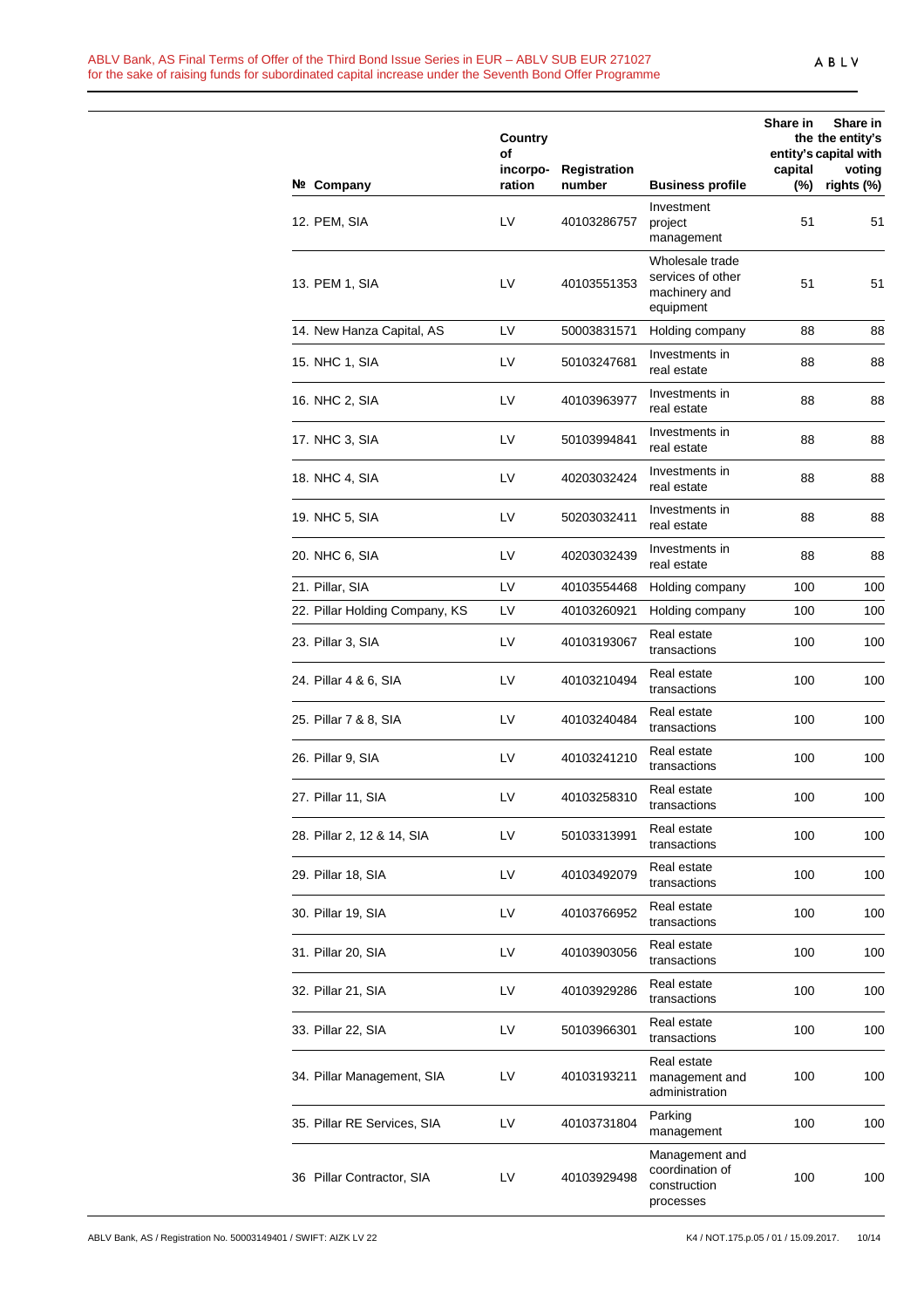| № | Company | Country of incorpo-ration | Registration number | Business profile | Share in the entity's capital (%) | Share in entity's capital with voting rights (%) |
|---|---|---|---|---|---|---|
| 12. | PEM, SIA | LV | 40103286757 | Investment project management | 51 | 51 |
| 13. | PEM 1, SIA | LV | 40103551353 | Wholesale trade services of other machinery and equipment | 51 | 51 |
| 14. | New Hanza Capital, AS | LV | 50003831571 | Holding company | 88 | 88 |
| 15. | NHC 1, SIA | LV | 50103247681 | Investments in real estate | 88 | 88 |
| 16. | NHC 2, SIA | LV | 40103963977 | Investments in real estate | 88 | 88 |
| 17. | NHC 3, SIA | LV | 50103994841 | Investments in real estate | 88 | 88 |
| 18. | NHC 4, SIA | LV | 40203032424 | Investments in real estate | 88 | 88 |
| 19. | NHC 5, SIA | LV | 50203032411 | Investments in real estate | 88 | 88 |
| 20. | NHC 6, SIA | LV | 40203032439 | Investments in real estate | 88 | 88 |
| 21. | Pillar, SIA | LV | 40103554468 | Holding company | 100 | 100 |
| 22. | Pillar Holding Company, KS | LV | 40103260921 | Holding company | 100 | 100 |
| 23. | Pillar 3, SIA | LV | 40103193067 | Real estate transactions | 100 | 100 |
| 24. | Pillar 4 & 6, SIA | LV | 40103210494 | Real estate transactions | 100 | 100 |
| 25. | Pillar 7 & 8, SIA | LV | 40103240484 | Real estate transactions | 100 | 100 |
| 26. | Pillar 9, SIA | LV | 40103241210 | Real estate transactions | 100 | 100 |
| 27. | Pillar 11, SIA | LV | 40103258310 | Real estate transactions | 100 | 100 |
| 28. | Pillar 2, 12 & 14, SIA | LV | 50103313991 | Real estate transactions | 100 | 100 |
| 29. | Pillar 18, SIA | LV | 40103492079 | Real estate transactions | 100 | 100 |
| 30. | Pillar 19, SIA | LV | 40103766952 | Real estate transactions | 100 | 100 |
| 31. | Pillar 20, SIA | LV | 40103903056 | Real estate transactions | 100 | 100 |
| 32. | Pillar 21, SIA | LV | 40103929286 | Real estate transactions | 100 | 100 |
| 33. | Pillar 22, SIA | LV | 50103966301 | Real estate transactions | 100 | 100 |
| 34. | Pillar Management, SIA | LV | 40103193211 | Real estate management and administration | 100 | 100 |
| 35. | Pillar RE Services, SIA | LV | 40103731804 | Parking management | 100 | 100 |
| 36 | Pillar Contractor, SIA | LV | 40103929498 | Management and coordination of construction processes | 100 | 100 |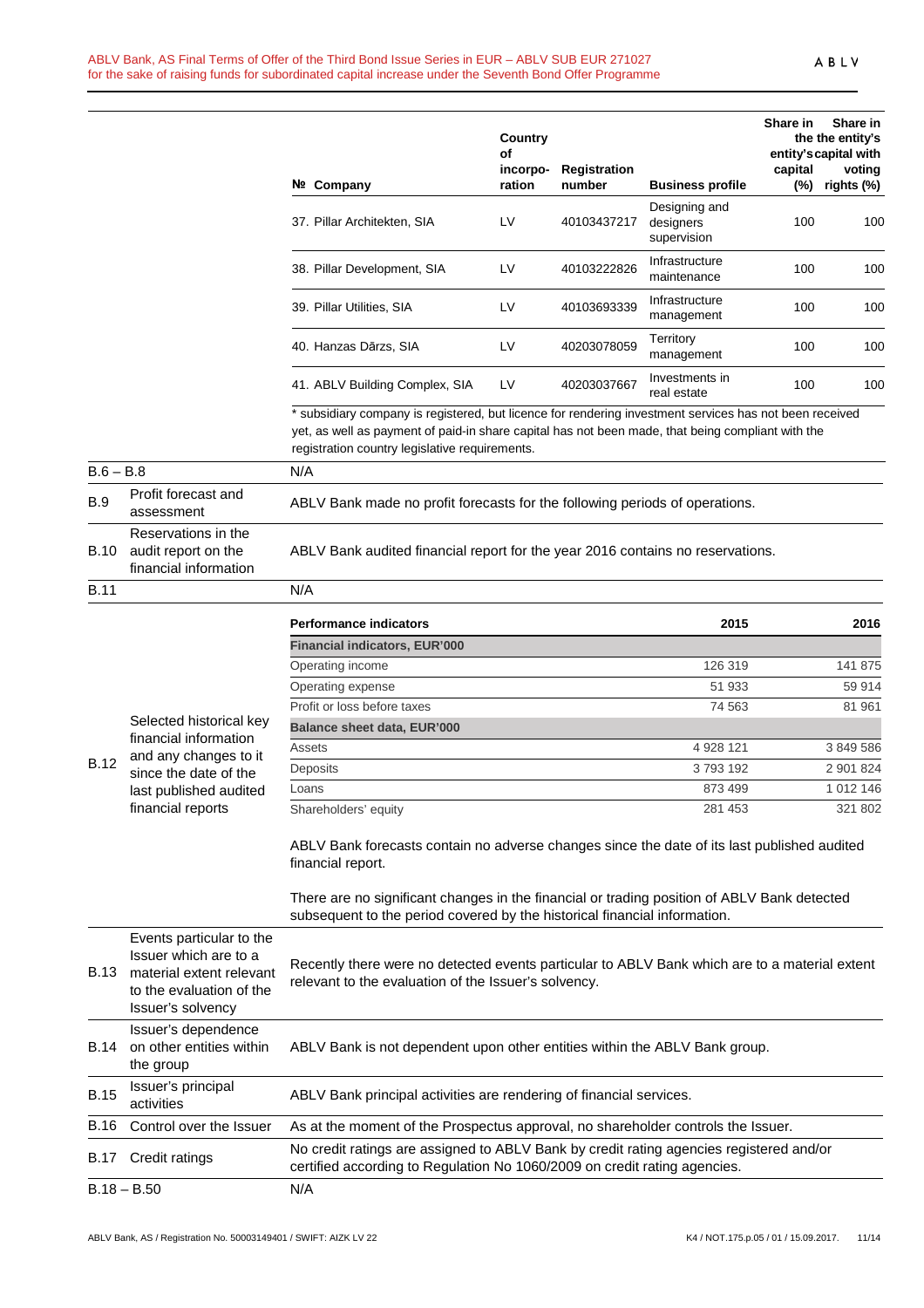| № | Company | Country of incorpo-ration | Registration number | Business profile | Share in the entity's capital (%) | Share in the entity's capital with voting rights (%) |
|---|---|---|---|---|---|---|
| 37. | Pillar Architekten, SIA | LV | 40103437217 | Designing and designers supervision | 100 | 100 |
| 38. | Pillar Development, SIA | LV | 40103222826 | Infrastructure maintenance | 100 | 100 |
| 39. | Pillar Utilities, SIA | LV | 40103693339 | Infrastructure management | 100 | 100 |
| 40. | Hanzas Dārzs, SIA | LV | 40203078059 | Territory management | 100 | 100 |
| 41. | ABLV Building Complex, SIA | LV | 40203037667 | Investments in real estate | 100 | 100 |

\* subsidiary company is registered, but licence for rendering investment services has not been received yet, as well as payment of paid-in share capital has not been made, that being compliant with the registration country legislative requirements.

| | | |
|---|---|---|
| B.6 – B.8 | | N/A |
| B.9 | Profit forecast and assessment | ABLV Bank made no profit forecasts for the following periods of operations. |
| B.10 | Reservations in the audit report on the financial information | ABLV Bank audited financial report for the year 2016 contains no reservations. |
| B.11 | | N/A |

**B.12 Selected historical key financial information and any changes to it since the date of the last published audited financial reports**

| Performance indicators | 2015 | 2016 |
|---|---|---|
| **Financial indicators, EUR'000** | | |
| Operating income | 126 319 | 141 875 |
| Operating expense | 51 933 | 59 914 |
| Profit or loss before taxes | 74 563 | 81 961 |
| **Balance sheet data, EUR'000** | | |
| Assets | 4 928 121 | 3 849 586 |
| Deposits | 3 793 192 | 2 901 824 |
| Loans | 873 499 | 1 012 146 |
| Shareholders' equity | 281 453 | 321 802 |

ABLV Bank forecasts contain no adverse changes since the date of its last published audited financial report.

There are no significant changes in the financial or trading position of ABLV Bank detected subsequent to the period covered by the historical financial information.

| | | |
|---|---|---|
| B.13 | Events particular to the Issuer which are to a material extent relevant to the evaluation of the Issuer's solvency | Recently there were no detected events particular to ABLV Bank which are to a material extent relevant to the evaluation of the Issuer's solvency. |
| B.14 | Issuer's dependence on other entities within the group | ABLV Bank is not dependent upon other entities within the ABLV Bank group. |
| B.15 | Issuer's principal activities | ABLV Bank principal activities are rendering of financial services. |
| B.16 | Control over the Issuer | As at the moment of the Prospectus approval, no shareholder controls the Issuer. |
| B.17 | Credit ratings | No credit ratings are assigned to ABLV Bank by credit rating agencies registered and/or certified according to Regulation No 1060/2009 on credit rating agencies. |
| B.18 – B.50 | | N/A |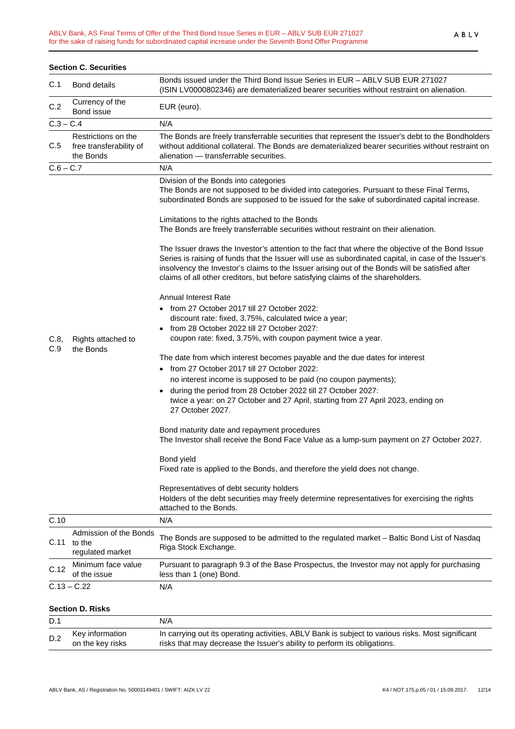**Section C. Securities**

| | | |
|---|---|---|
| C.1 | Bond details | Bonds issued under the Third Bond Issue Series in EUR – ABLV SUB EUR 271027 (ISIN LV0000802346) are dematerialized bearer securities without restraint on alienation. |
| C.2 | Currency of the Bond issue | EUR (euro). |
| C.3 – C.4 | | N/A |
| C.5 | Restrictions on the free transferability of the Bonds | The Bonds are freely transferrable securities that represent the Issuer's debt to the Bondholders without additional collateral. The Bonds are dematerialized bearer securities without restraint on alienation — transferrable securities. |
| C.6 – C.7 | | N/A |
| C.8, C.9 | Rights attached to the Bonds | Division of the Bonds into categories<br>The Bonds are not supposed to be divided into categories. Pursuant to these Final Terms, subordinated Bonds are supposed to be issued for the sake of subordinated capital increase.<br><br>Limitations to the rights attached to the Bonds<br>The Bonds are freely transferrable securities without restraint on their alienation.<br><br>The Issuer draws the Investor's attention to the fact that where the objective of the Bond Issue Series is raising of funds that the Issuer will use as subordinated capital, in case of the Issuer's insolvency the Investor's claims to the Issuer arising out of the Bonds will be satisfied after claims of all other creditors, but before satisfying claims of the shareholders.<br><br>Annual Interest Rate<br>• from 27 October 2017 till 27 October 2022: discount rate: fixed, 3.75%, calculated twice a year;<br>• from 28 October 2022 till 27 October 2027: coupon rate: fixed, 3.75%, with coupon payment twice a year.<br><br>The date from which interest becomes payable and the due dates for interest<br>• from 27 October 2017 till 27 October 2022: no interest income is supposed to be paid (no coupon payments);<br>• during the period from 28 October 2022 till 27 October 2027: twice a year: on 27 October and 27 April, starting from 27 April 2023, ending on 27 October 2027.<br><br>Bond maturity date and repayment procedures<br>The Investor shall receive the Bond Face Value as a lump-sum payment on 27 October 2027.<br><br>Bond yield<br>Fixed rate is applied to the Bonds, and therefore the yield does not change.<br><br>Representatives of debt security holders<br>Holders of the debt securities may freely determine representatives for exercising the rights attached to the Bonds. |
| C.10 | | N/A |
| C.11 | Admission of the Bonds to the regulated market | The Bonds are supposed to be admitted to the regulated market – Baltic Bond List of Nasdaq Riga Stock Exchange. |
| C.12 | Minimum face value of the issue | Pursuant to paragraph 9.3 of the Base Prospectus, the Investor may not apply for purchasing less than 1 (one) Bond. |
| C.13 – C.22 | | N/A |

**Section D. Risks**

| | | |
|---|---|---|
| D.1 | | N/A |
| D.2 | Key information on the key risks | In carrying out its operating activities, ABLV Bank is subject to various risks. Most significant risks that may decrease the Issuer's ability to perform its obligations. |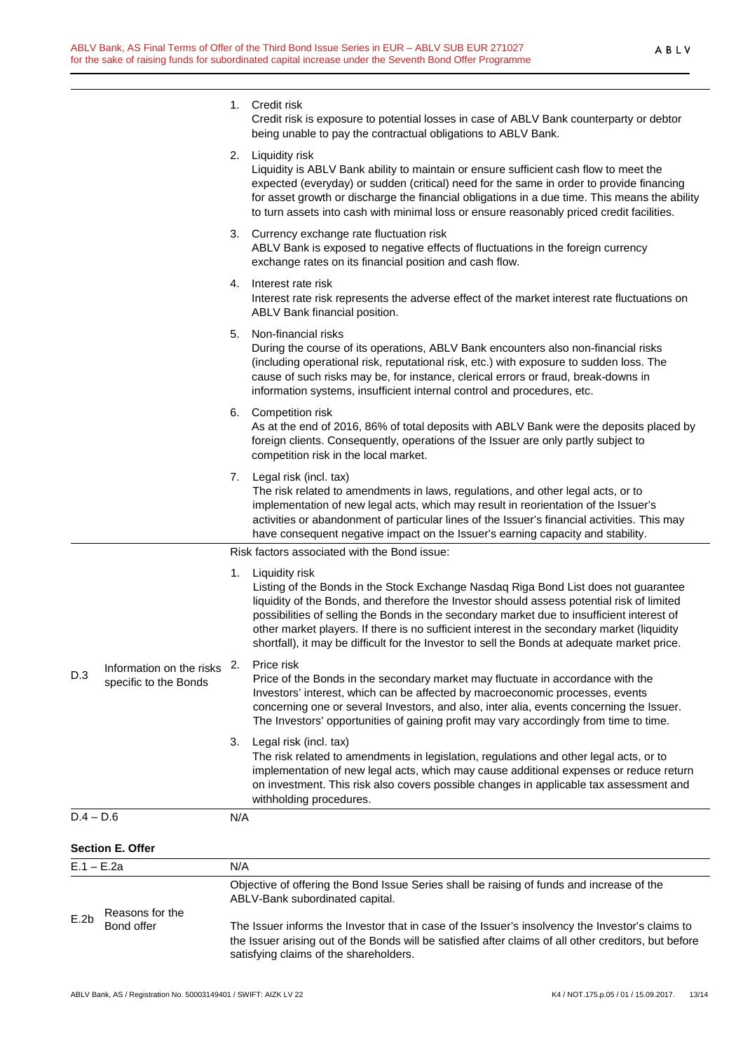| | | |
|---|---|---|
| | | 1. Credit risk<br>Credit risk is exposure to potential losses in case of ABLV Bank counterparty or debtor being unable to pay the contractual obligations to ABLV Bank.<br><br>2. Liquidity risk<br>Liquidity is ABLV Bank ability to maintain or ensure sufficient cash flow to meet the expected (everyday) or sudden (critical) need for the same in order to provide financing for asset growth or discharge the financial obligations in a due time. This means the ability to turn assets into cash with minimal loss or ensure reasonably priced credit facilities.<br><br>3. Currency exchange rate fluctuation risk<br>ABLV Bank is exposed to negative effects of fluctuations in the foreign currency exchange rates on its financial position and cash flow.<br><br>4. Interest rate risk<br>Interest rate risk represents the adverse effect of the market interest rate fluctuations on ABLV Bank financial position.<br><br>5. Non-financial risks<br>During the course of its operations, ABLV Bank encounters also non-financial risks (including operational risk, reputational risk, etc.) with exposure to sudden loss. The cause of such risks may be, for instance, clerical errors or fraud, break-downs in information systems, insufficient internal control and procedures, etc.<br><br>6. Competition risk<br>As at the end of 2016, 86% of total deposits with ABLV Bank were the deposits placed by foreign clients. Consequently, operations of the Issuer are only partly subject to competition risk in the local market.<br><br>7. Legal risk (incl. tax)<br>The risk related to amendments in laws, regulations, and other legal acts, or to implementation of new legal acts, which may result in reorientation of the Issuer's activities or abandonment of particular lines of the Issuer's financial activities. This may have consequent negative impact on the Issuer's earning capacity and stability. |
| D.3 | Information on the risks specific to the Bonds | Risk factors associated with the Bond issue:<br><br>1. Liquidity risk<br>Listing of the Bonds in the Stock Exchange Nasdaq Riga Bond List does not guarantee liquidity of the Bonds, and therefore the Investor should assess potential risk of limited possibilities of selling the Bonds in the secondary market due to insufficient interest of other market players. If there is no sufficient interest in the secondary market (liquidity shortfall), it may be difficult for the Investor to sell the Bonds at adequate market price.<br><br>2. Price risk<br>Price of the Bonds in the secondary market may fluctuate in accordance with the Investors' interest, which can be affected by macroeconomic processes, events concerning one or several Investors, and also, inter alia, events concerning the Issuer. The Investors' opportunities of gaining profit may vary accordingly from time to time.<br><br>3. Legal risk (incl. tax)<br>The risk related to amendments in legislation, regulations and other legal acts, or to implementation of new legal acts, which may cause additional expenses or reduce return on investment. This risk also covers possible changes in applicable tax assessment and withholding procedures. |
| D.4 – D.6 | | N/A |

**Section E. Offer**

| | | |
|---|---|---|
| E.1 – E.2a | | N/A |
| E.2b | Reasons for the Bond offer | Objective of offering the Bond Issue Series shall be raising of funds and increase of the ABLV-Bank subordinated capital.<br><br>The Issuer informs the Investor that in case of the Issuer's insolvency the Investor's claims to the Issuer arising out of the Bonds will be satisfied after claims of all other creditors, but before satisfying claims of the shareholders. |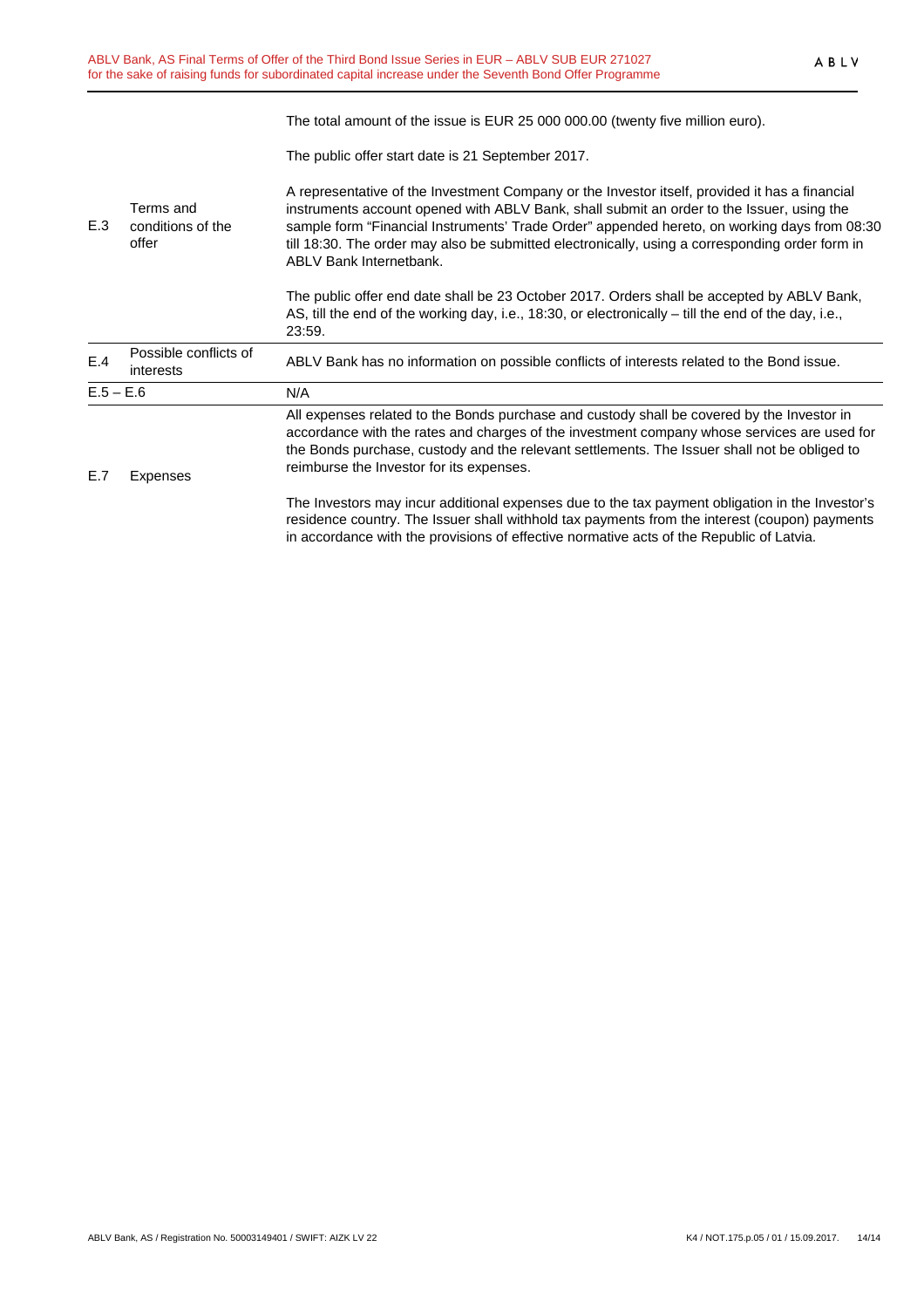| | | |
|---|---|---|
| | | The total amount of the issue is EUR 25 000 000.00 (twenty five million euro). |
| E.3 | Terms and conditions of the offer | The public offer start date is 21 September 2017.<br><br>A representative of the Investment Company or the Investor itself, provided it has a financial instruments account opened with ABLV Bank, shall submit an order to the Issuer, using the sample form "Financial Instruments' Trade Order" appended hereto, on working days from 08:30 till 18:30. The order may also be submitted electronically, using a corresponding order form in ABLV Bank Internetbank.<br><br>The public offer end date shall be 23 October 2017. Orders shall be accepted by ABLV Bank, AS, till the end of the working day, i.e., 18:30, or electronically – till the end of the day, i.e., 23:59. |
| E.4 | Possible conflicts of interests | ABLV Bank has no information on possible conflicts of interests related to the Bond issue. |
| E.5 – E.6 | | N/A |
| E.7 | Expenses | All expenses related to the Bonds purchase and custody shall be covered by the Investor in accordance with the rates and charges of the investment company whose services are used for the Bonds purchase, custody and the relevant settlements. The Issuer shall not be obliged to reimburse the Investor for its expenses.<br><br>The Investors may incur additional expenses due to the tax payment obligation in the Investor's residence country. The Issuer shall withhold tax payments from the interest (coupon) payments in accordance with the provisions of effective normative acts of the Republic of Latvia. |